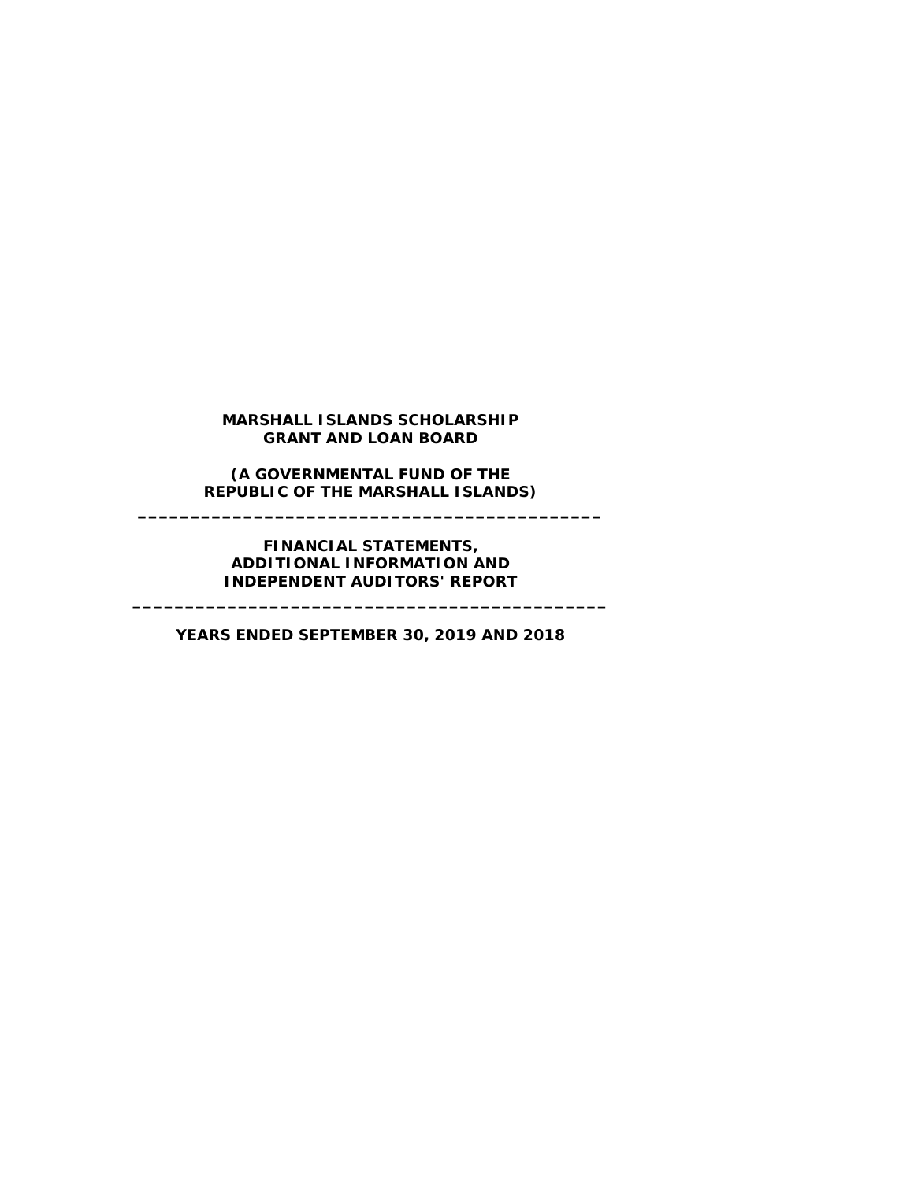# MARSHALL ISLANDS SCHOLARSHIP GRANT AND LOAN BOARD

## (A GOVERNMENTAL FUND OF THE REPUBLIC OF THE MARSHALL ISLANDS)

---

## FINANCIAL STATEMENTS, ADDITIONAL INFORMATION AND INDEPENDENT AUDITORS' REPORT

---

**YEARS ENDED SEPTEMBER 30, 2019 AND 2018**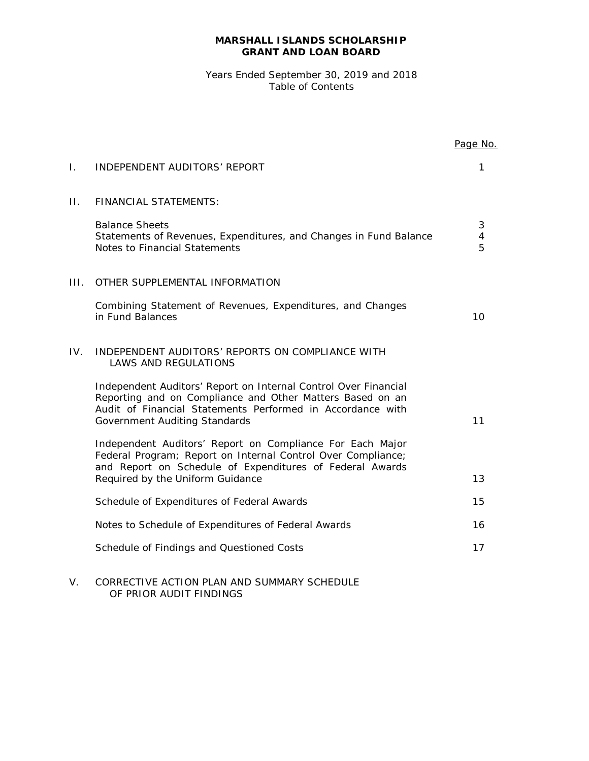**MARSHALL ISLANDS SCHOLARSHIP GRANT AND LOAN BOARD**

Years Ended September 30, 2019 and 2018
Table of Contents

| | | Page No. |
|---|---|---|
| I. | INDEPENDENT AUDITORS' REPORT | 1 |
| II. | FINANCIAL STATEMENTS: | |
| | Balance Sheets | 3 |
| | Statements of Revenues, Expenditures, and Changes in Fund Balance | 4 |
| | Notes to Financial Statements | 5 |
| III. | OTHER SUPPLEMENTAL INFORMATION | |
| | Combining Statement of Revenues, Expenditures, and Changes in Fund Balances | 10 |
| IV. | INDEPENDENT AUDITORS' REPORTS ON COMPLIANCE WITH LAWS AND REGULATIONS | |
| | Independent Auditors' Report on Internal Control Over Financial Reporting and on Compliance and Other Matters Based on an Audit of Financial Statements Performed in Accordance with Government Auditing Standards | 11 |
| | Independent Auditors' Report on Compliance For Each Major Federal Program; Report on Internal Control Over Compliance; and Report on Schedule of Expenditures of Federal Awards Required by the Uniform Guidance | 13 |
| | Schedule of Expenditures of Federal Awards | 15 |
| | Notes to Schedule of Expenditures of Federal Awards | 16 |
| | Schedule of Findings and Questioned Costs | 17 |
| V. | CORRECTIVE ACTION PLAN AND SUMMARY SCHEDULE OF PRIOR AUDIT FINDINGS | |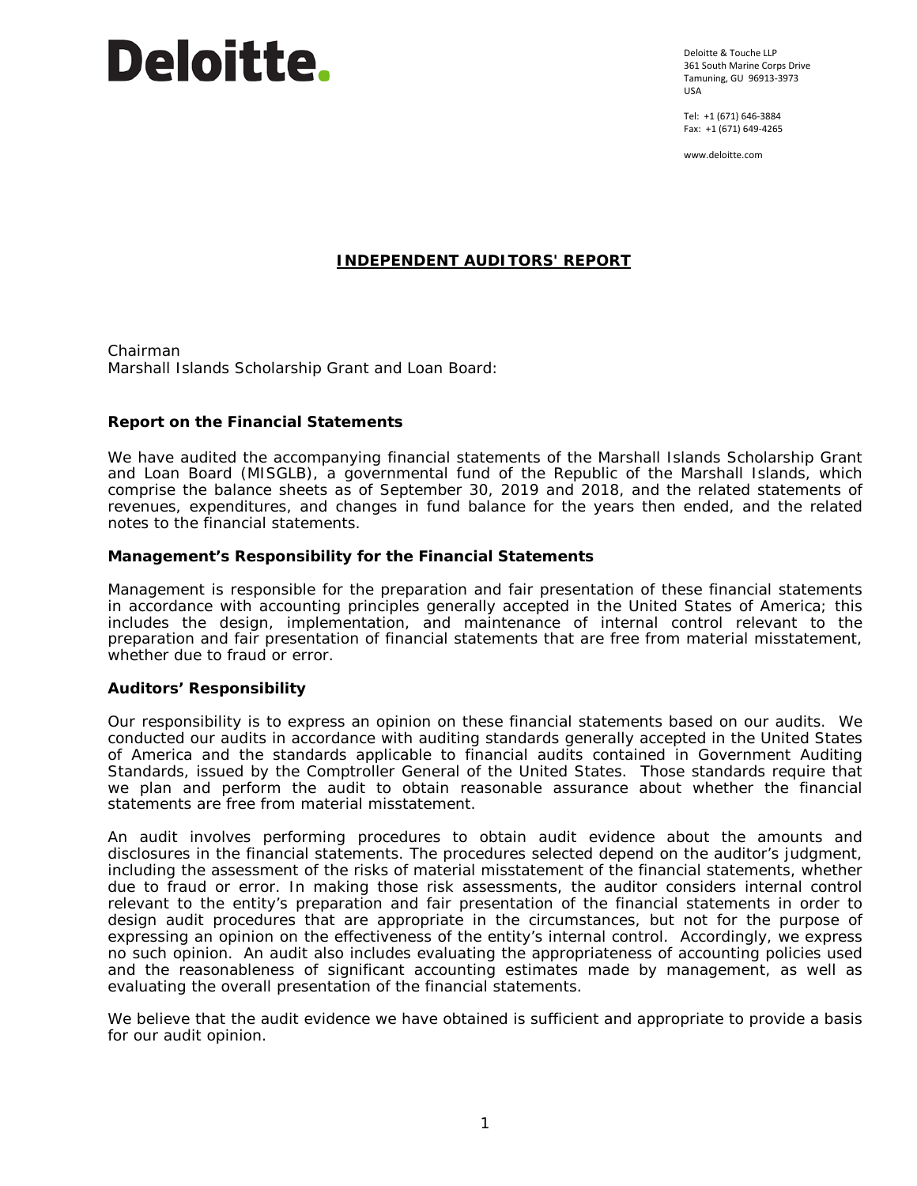**Deloitte.**

Deloitte & Touche LLP
361 South Marine Corps Drive
Tamuning, GU 96913-3973
USA

Tel: +1 (671) 646-3884
Fax: +1 (671) 649-4265

www.deloitte.com

# INDEPENDENT AUDITORS' REPORT

Chairman
Marshall Islands Scholarship Grant and Loan Board:

## Report on the Financial Statements

We have audited the accompanying financial statements of the Marshall Islands Scholarship Grant and Loan Board (MISGLB), a governmental fund of the Republic of the Marshall Islands, which comprise the balance sheets as of September 30, 2019 and 2018, and the related statements of revenues, expenditures, and changes in fund balance for the years then ended, and the related notes to the financial statements.

## Management's Responsibility for the Financial Statements

Management is responsible for the preparation and fair presentation of these financial statements in accordance with accounting principles generally accepted in the United States of America; this includes the design, implementation, and maintenance of internal control relevant to the preparation and fair presentation of financial statements that are free from material misstatement, whether due to fraud or error.

## Auditors' Responsibility

Our responsibility is to express an opinion on these financial statements based on our audits. We conducted our audits in accordance with auditing standards generally accepted in the United States of America and the standards applicable to financial audits contained in Government Auditing Standards, issued by the Comptroller General of the United States. Those standards require that we plan and perform the audit to obtain reasonable assurance about whether the financial statements are free from material misstatement.

An audit involves performing procedures to obtain audit evidence about the amounts and disclosures in the financial statements. The procedures selected depend on the auditor's judgment, including the assessment of the risks of material misstatement of the financial statements, whether due to fraud or error. In making those risk assessments, the auditor considers internal control relevant to the entity's preparation and fair presentation of the financial statements in order to design audit procedures that are appropriate in the circumstances, but not for the purpose of expressing an opinion on the effectiveness of the entity's internal control. Accordingly, we express no such opinion. An audit also includes evaluating the appropriateness of accounting policies used and the reasonableness of significant accounting estimates made by management, as well as evaluating the overall presentation of the financial statements.

We believe that the audit evidence we have obtained is sufficient and appropriate to provide a basis for our audit opinion.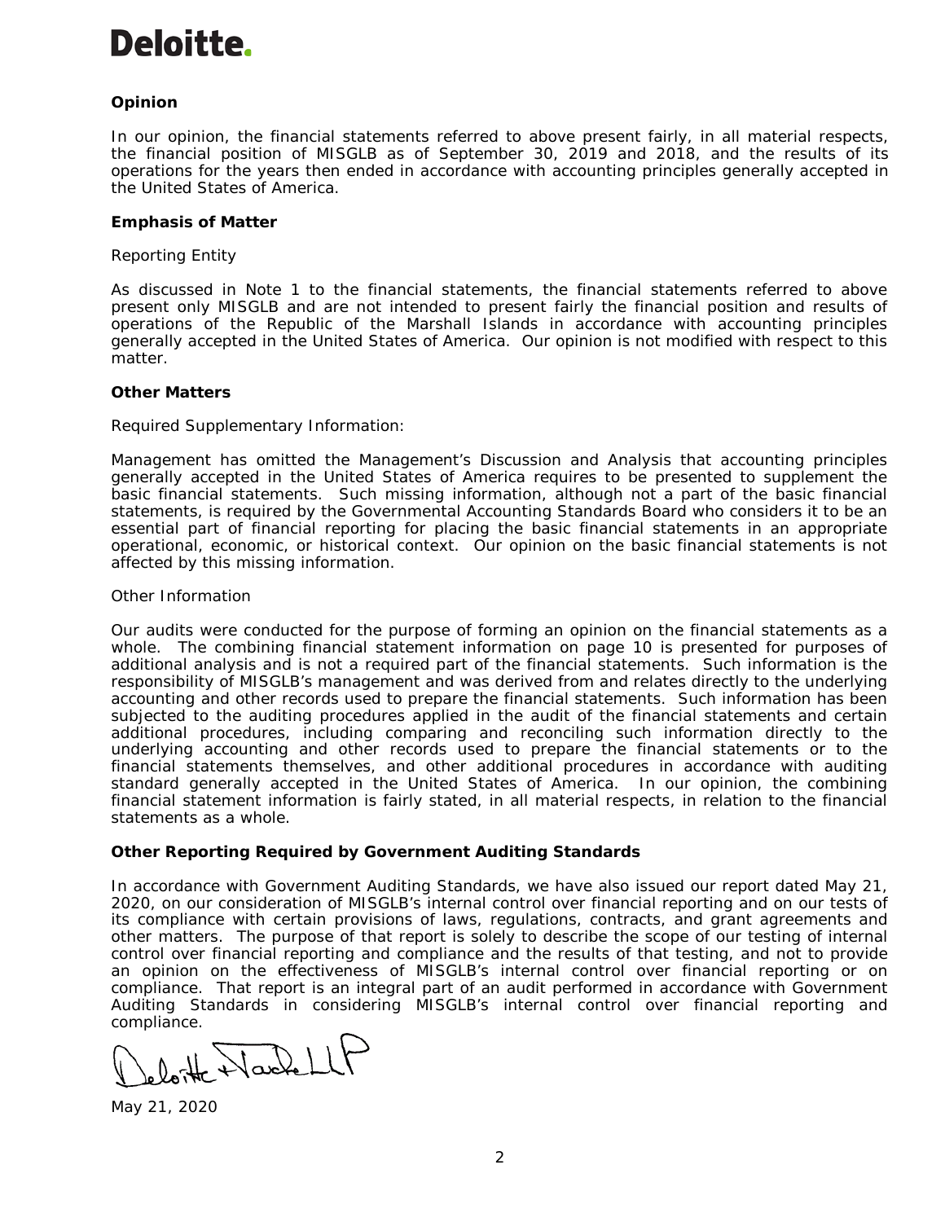**Deloitte.**

**Opinion**

In our opinion, the financial statements referred to above present fairly, in all material respects, the financial position of MISGLB as of September 30, 2019 and 2018, and the results of its operations for the years then ended in accordance with accounting principles generally accepted in the United States of America.

**Emphasis of Matter**

Reporting Entity

As discussed in Note 1 to the financial statements, the financial statements referred to above present only MISGLB and are not intended to present fairly the financial position and results of operations of the Republic of the Marshall Islands in accordance with accounting principles generally accepted in the United States of America. Our opinion is not modified with respect to this matter.

**Other Matters**

Required Supplementary Information:

Management has omitted the Management's Discussion and Analysis that accounting principles generally accepted in the United States of America requires to be presented to supplement the basic financial statements. Such missing information, although not a part of the basic financial statements, is required by the Governmental Accounting Standards Board who considers it to be an essential part of financial reporting for placing the basic financial statements in an appropriate operational, economic, or historical context. Our opinion on the basic financial statements is not affected by this missing information.

Other Information

Our audits were conducted for the purpose of forming an opinion on the financial statements as a whole. The combining financial statement information on page 10 is presented for purposes of additional analysis and is not a required part of the financial statements. Such information is the responsibility of MISGLB's management and was derived from and relates directly to the underlying accounting and other records used to prepare the financial statements. Such information has been subjected to the auditing procedures applied in the audit of the financial statements and certain additional procedures, including comparing and reconciling such information directly to the underlying accounting and other records used to prepare the financial statements or to the financial statements themselves, and other additional procedures in accordance with auditing standard generally accepted in the United States of America. In our opinion, the combining financial statement information is fairly stated, in all material respects, in relation to the financial statements as a whole.

**Other Reporting Required by Government Auditing Standards**

In accordance with Government Auditing Standards, we have also issued our report dated May 21, 2020, on our consideration of MISGLB's internal control over financial reporting and on our tests of its compliance with certain provisions of laws, regulations, contracts, and grant agreements and other matters. The purpose of that report is solely to describe the scope of our testing of internal control over financial reporting and compliance and the results of that testing, and not to provide an opinion on the effectiveness of MISGLB's internal control over financial reporting or on compliance. That report is an integral part of an audit performed in accordance with Government Auditing Standards in considering MISGLB's internal control over financial reporting and compliance.

Deloitte & Touche LLP

May 21, 2020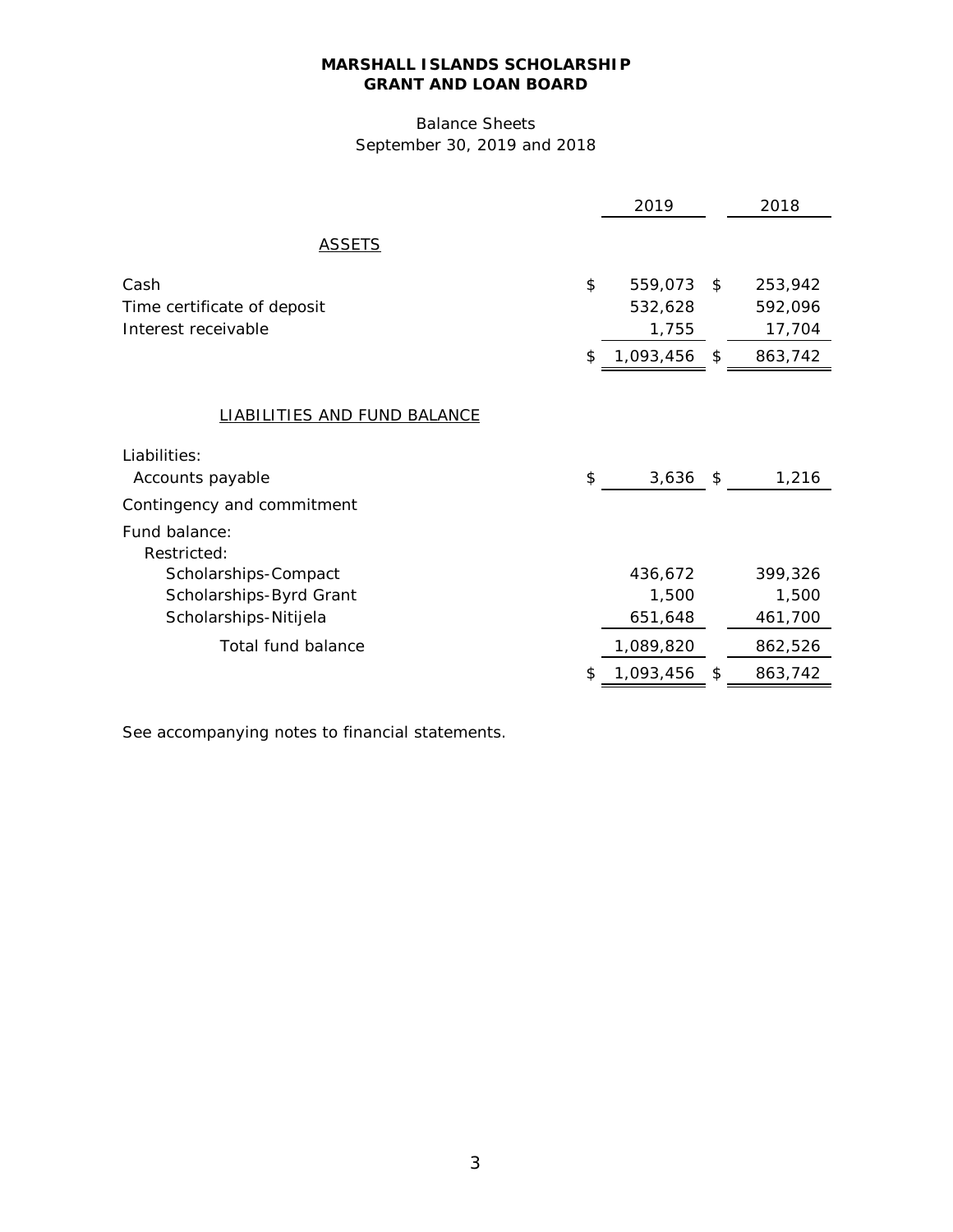**MARSHALL ISLANDS SCHOLARSHIP GRANT AND LOAN BOARD**

Balance Sheets
September 30, 2019 and 2018

| | 2019 | 2018 |
|---|---|---|
| ASSETS | | |
| Cash | $ 559,073 | $ 253,942 |
| Time certificate of deposit | 532,628 | 592,096 |
| Interest receivable | 1,755 | 17,704 |
| | $ 1,093,456 | $ 863,742 |
| LIABILITIES AND FUND BALANCE | | |
| Liabilities: | | |
| Accounts payable | $ 3,636 | $ 1,216 |
| Contingency and commitment | | |
| Fund balance: | | |
| Restricted: | | |
| Scholarships-Compact | 436,672 | 399,326 |
| Scholarships-Byrd Grant | 1,500 | 1,500 |
| Scholarships-Nitijela | 651,648 | 461,700 |
| Total fund balance | 1,089,820 | 862,526 |
| | $ 1,093,456 | $ 863,742 |

See accompanying notes to financial statements.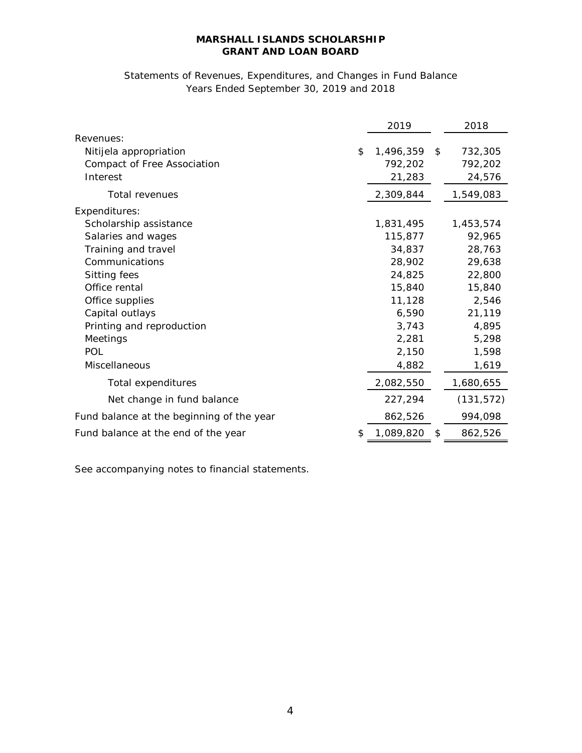# MARSHALL ISLANDS SCHOLARSHIP GRANT AND LOAN BOARD

Statements of Revenues, Expenditures, and Changes in Fund Balance
Years Ended September 30, 2019 and 2018

| | 2019 | 2018 |
|---|---|---|
| Revenues: | | |
| Nitijela appropriation | $ 1,496,359 | $ 732,305 |
| Compact of Free Association | 792,202 | 792,202 |
| Interest | 21,283 | 24,576 |
| Total revenues | 2,309,844 | 1,549,083 |
| Expenditures: | | |
| Scholarship assistance | 1,831,495 | 1,453,574 |
| Salaries and wages | 115,877 | 92,965 |
| Training and travel | 34,837 | 28,763 |
| Communications | 28,902 | 29,638 |
| Sitting fees | 24,825 | 22,800 |
| Office rental | 15,840 | 15,840 |
| Office supplies | 11,128 | 2,546 |
| Capital outlays | 6,590 | 21,119 |
| Printing and reproduction | 3,743 | 4,895 |
| Meetings | 2,281 | 5,298 |
| POL | 2,150 | 1,598 |
| Miscellaneous | 4,882 | 1,619 |
| Total expenditures | 2,082,550 | 1,680,655 |
| Net change in fund balance | 227,294 | (131,572) |
| Fund balance at the beginning of the year | 862,526 | 994,098 |
| Fund balance at the end of the year | $ 1,089,820 | $ 862,526 |

See accompanying notes to financial statements.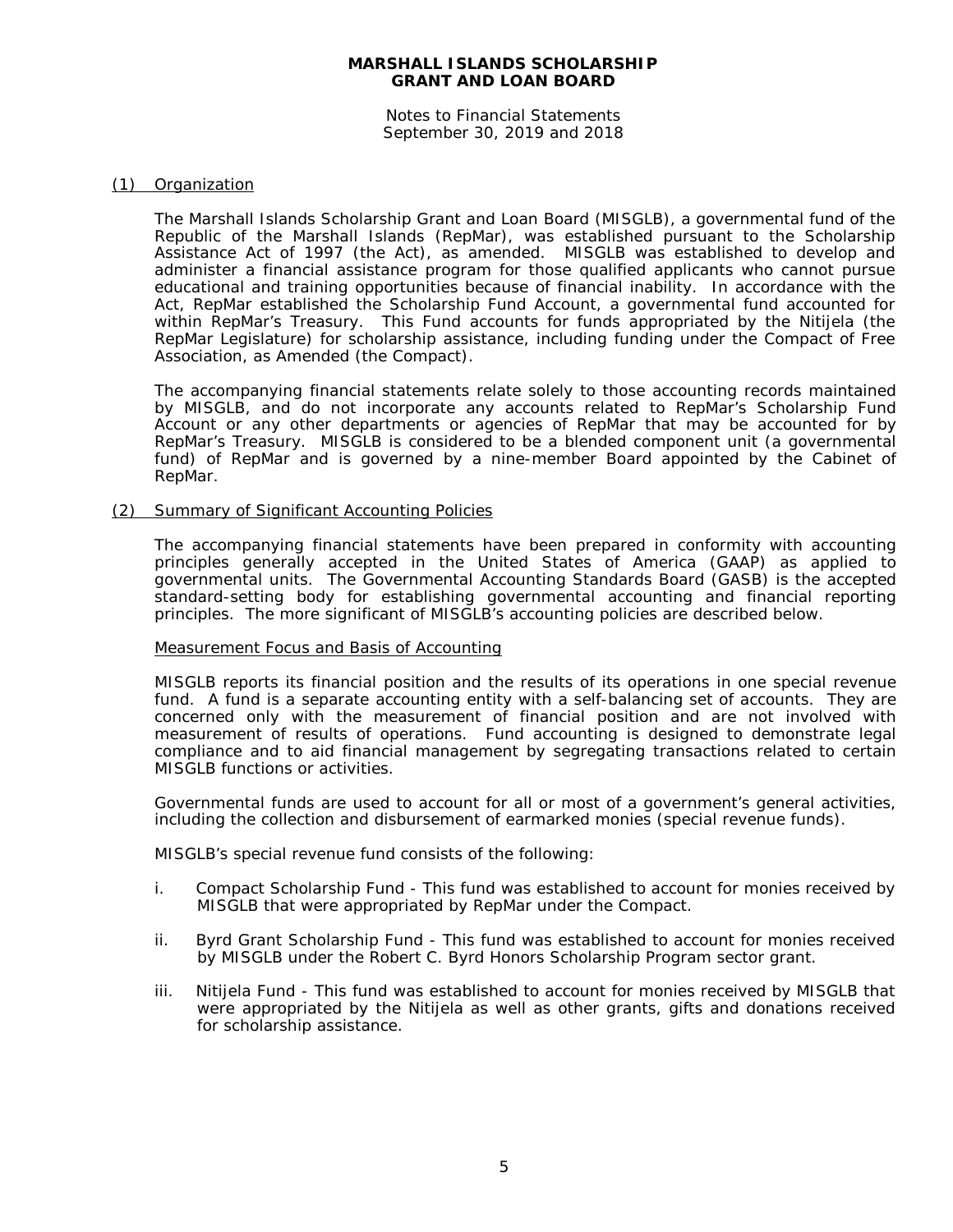**MARSHALL ISLANDS SCHOLARSHIP GRANT AND LOAN BOARD**

Notes to Financial Statements
September 30, 2019 and 2018

## (1) Organization

The Marshall Islands Scholarship Grant and Loan Board (MISGLB), a governmental fund of the Republic of the Marshall Islands (RepMar), was established pursuant to the Scholarship Assistance Act of 1997 (the Act), as amended. MISGLB was established to develop and administer a financial assistance program for those qualified applicants who cannot pursue educational and training opportunities because of financial inability. In accordance with the Act, RepMar established the Scholarship Fund Account, a governmental fund accounted for within RepMar's Treasury. This Fund accounts for funds appropriated by the Nitijela (the RepMar Legislature) for scholarship assistance, including funding under the Compact of Free Association, as Amended (the Compact).

The accompanying financial statements relate solely to those accounting records maintained by MISGLB, and do not incorporate any accounts related to RepMar's Scholarship Fund Account or any other departments or agencies of RepMar that may be accounted for by RepMar's Treasury. MISGLB is considered to be a blended component unit (a governmental fund) of RepMar and is governed by a nine-member Board appointed by the Cabinet of RepMar.

## (2) Summary of Significant Accounting Policies

The accompanying financial statements have been prepared in conformity with accounting principles generally accepted in the United States of America (GAAP) as applied to governmental units. The Governmental Accounting Standards Board (GASB) is the accepted standard-setting body for establishing governmental accounting and financial reporting principles. The more significant of MISGLB's accounting policies are described below.

### Measurement Focus and Basis of Accounting

MISGLB reports its financial position and the results of its operations in one special revenue fund. A fund is a separate accounting entity with a self-balancing set of accounts. They are concerned only with the measurement of financial position and are not involved with measurement of results of operations. Fund accounting is designed to demonstrate legal compliance and to aid financial management by segregating transactions related to certain MISGLB functions or activities.

Governmental funds are used to account for all or most of a government's general activities, including the collection and disbursement of earmarked monies (special revenue funds).

MISGLB's special revenue fund consists of the following:

i. Compact Scholarship Fund - This fund was established to account for monies received by MISGLB that were appropriated by RepMar under the Compact.

ii. Byrd Grant Scholarship Fund - This fund was established to account for monies received by MISGLB under the Robert C. Byrd Honors Scholarship Program sector grant.

iii. Nitijela Fund - This fund was established to account for monies received by MISGLB that were appropriated by the Nitijela as well as other grants, gifts and donations received for scholarship assistance.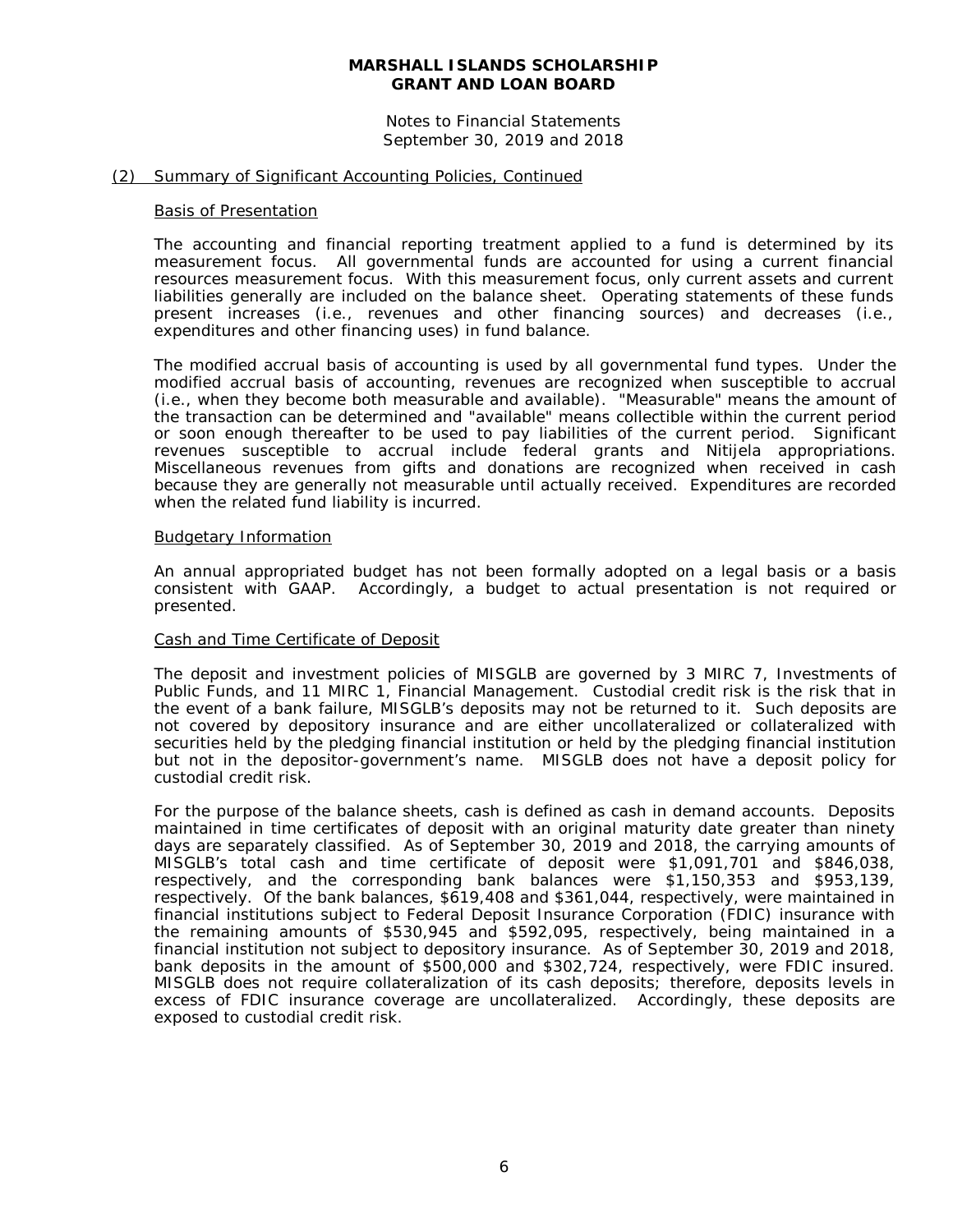**MARSHALL ISLANDS SCHOLARSHIP GRANT AND LOAN BOARD**

Notes to Financial Statements
September 30, 2019 and 2018

## (2) Summary of Significant Accounting Policies, Continued

### Basis of Presentation

The accounting and financial reporting treatment applied to a fund is determined by its measurement focus. All governmental funds are accounted for using a current financial resources measurement focus. With this measurement focus, only current assets and current liabilities generally are included on the balance sheet. Operating statements of these funds present increases (i.e., revenues and other financing sources) and decreases (i.e., expenditures and other financing uses) in fund balance.

The modified accrual basis of accounting is used by all governmental fund types. Under the modified accrual basis of accounting, revenues are recognized when susceptible to accrual (i.e., when they become both measurable and available). "Measurable" means the amount of the transaction can be determined and "available" means collectible within the current period or soon enough thereafter to be used to pay liabilities of the current period. Significant revenues susceptible to accrual include federal grants and Nitijela appropriations. Miscellaneous revenues from gifts and donations are recognized when received in cash because they are generally not measurable until actually received. Expenditures are recorded when the related fund liability is incurred.

### Budgetary Information

An annual appropriated budget has not been formally adopted on a legal basis or a basis consistent with GAAP. Accordingly, a budget to actual presentation is not required or presented.

### Cash and Time Certificate of Deposit

The deposit and investment policies of MISGLB are governed by 3 MIRC 7, Investments of Public Funds, and 11 MIRC 1, Financial Management. Custodial credit risk is the risk that in the event of a bank failure, MISGLB's deposits may not be returned to it. Such deposits are not covered by depository insurance and are either uncollateralized or collateralized with securities held by the pledging financial institution or held by the pledging financial institution but not in the depositor-government's name. MISGLB does not have a deposit policy for custodial credit risk.

For the purpose of the balance sheets, cash is defined as cash in demand accounts. Deposits maintained in time certificates of deposit with an original maturity date greater than ninety days are separately classified. As of September 30, 2019 and 2018, the carrying amounts of MISGLB's total cash and time certificate of deposit were $1,091,701 and $846,038, respectively, and the corresponding bank balances were $1,150,353 and $953,139, respectively. Of the bank balances, $619,408 and $361,044, respectively, were maintained in financial institutions subject to Federal Deposit Insurance Corporation (FDIC) insurance with the remaining amounts of $530,945 and $592,095, respectively, being maintained in a financial institution not subject to depository insurance. As of September 30, 2019 and 2018, bank deposits in the amount of $500,000 and $302,724, respectively, were FDIC insured. MISGLB does not require collateralization of its cash deposits; therefore, deposits levels in excess of FDIC insurance coverage are uncollateralized. Accordingly, these deposits are exposed to custodial credit risk.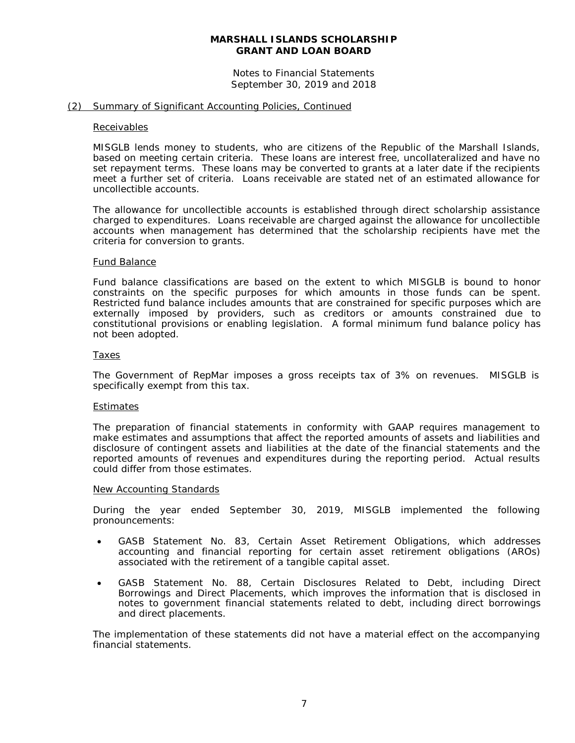## (2) Summary of Significant Accounting Policies, Continued

### Receivables

MISGLB lends money to students, who are citizens of the Republic of the Marshall Islands, based on meeting certain criteria. These loans are interest free, uncollateralized and have no set repayment terms. These loans may be converted to grants at a later date if the recipients meet a further set of criteria. Loans receivable are stated net of an estimated allowance for uncollectible accounts.

The allowance for uncollectible accounts is established through direct scholarship assistance charged to expenditures. Loans receivable are charged against the allowance for uncollectible accounts when management has determined that the scholarship recipients have met the criteria for conversion to grants.

### Fund Balance

Fund balance classifications are based on the extent to which MISGLB is bound to honor constraints on the specific purposes for which amounts in those funds can be spent. Restricted fund balance includes amounts that are constrained for specific purposes which are externally imposed by providers, such as creditors or amounts constrained due to constitutional provisions or enabling legislation. A formal minimum fund balance policy has not been adopted.

### Taxes

The Government of RepMar imposes a gross receipts tax of 3% on revenues. MISGLB is specifically exempt from this tax.

### Estimates

The preparation of financial statements in conformity with GAAP requires management to make estimates and assumptions that affect the reported amounts of assets and liabilities and disclosure of contingent assets and liabilities at the date of the financial statements and the reported amounts of revenues and expenditures during the reporting period. Actual results could differ from those estimates.

### New Accounting Standards

During the year ended September 30, 2019, MISGLB implemented the following pronouncements:

- GASB Statement No. 83, Certain Asset Retirement Obligations, which addresses accounting and financial reporting for certain asset retirement obligations (AROs) associated with the retirement of a tangible capital asset.
- GASB Statement No. 88, Certain Disclosures Related to Debt, including Direct Borrowings and Direct Placements, which improves the information that is disclosed in notes to government financial statements related to debt, including direct borrowings and direct placements.

The implementation of these statements did not have a material effect on the accompanying financial statements.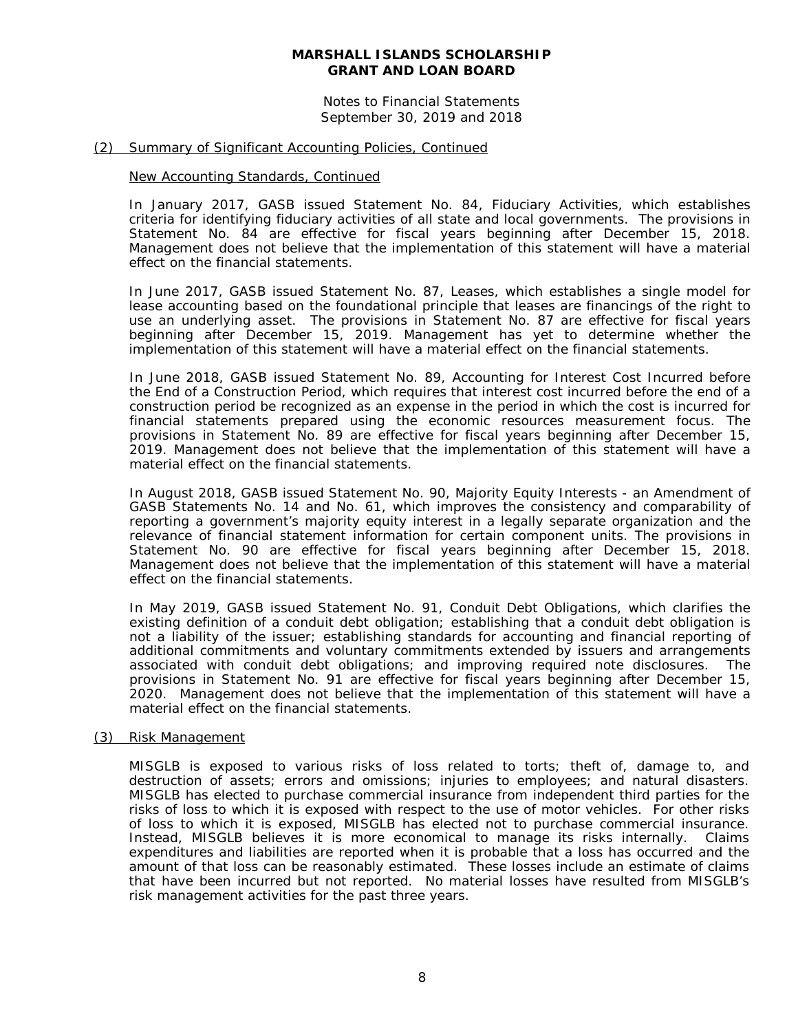**MARSHALL ISLANDS SCHOLARSHIP GRANT AND LOAN BOARD**

Notes to Financial Statements
September 30, 2019 and 2018

## (2) Summary of Significant Accounting Policies, Continued

### New Accounting Standards, Continued

In January 2017, GASB issued Statement No. 84, Fiduciary Activities, which establishes criteria for identifying fiduciary activities of all state and local governments. The provisions in Statement No. 84 are effective for fiscal years beginning after December 15, 2018. Management does not believe that the implementation of this statement will have a material effect on the financial statements.

In June 2017, GASB issued Statement No. 87, Leases, which establishes a single model for lease accounting based on the foundational principle that leases are financings of the right to use an underlying asset. The provisions in Statement No. 87 are effective for fiscal years beginning after December 15, 2019. Management has yet to determine whether the implementation of this statement will have a material effect on the financial statements.

In June 2018, GASB issued Statement No. 89, Accounting for Interest Cost Incurred before the End of a Construction Period, which requires that interest cost incurred before the end of a construction period be recognized as an expense in the period in which the cost is incurred for financial statements prepared using the economic resources measurement focus. The provisions in Statement No. 89 are effective for fiscal years beginning after December 15, 2019. Management does not believe that the implementation of this statement will have a material effect on the financial statements.

In August 2018, GASB issued Statement No. 90, Majority Equity Interests - an Amendment of GASB Statements No. 14 and No. 61, which improves the consistency and comparability of reporting a government's majority equity interest in a legally separate organization and the relevance of financial statement information for certain component units. The provisions in Statement No. 90 are effective for fiscal years beginning after December 15, 2018. Management does not believe that the implementation of this statement will have a material effect on the financial statements.

In May 2019, GASB issued Statement No. 91, Conduit Debt Obligations, which clarifies the existing definition of a conduit debt obligation; establishing that a conduit debt obligation is not a liability of the issuer; establishing standards for accounting and financial reporting of additional commitments and voluntary commitments extended by issuers and arrangements associated with conduit debt obligations; and improving required note disclosures. The provisions in Statement No. 91 are effective for fiscal years beginning after December 15, 2020. Management does not believe that the implementation of this statement will have a material effect on the financial statements.

## (3) Risk Management

MISGLB is exposed to various risks of loss related to torts; theft of, damage to, and destruction of assets; errors and omissions; injuries to employees; and natural disasters. MISGLB has elected to purchase commercial insurance from independent third parties for the risks of loss to which it is exposed with respect to the use of motor vehicles. For other risks of loss to which it is exposed, MISGLB has elected not to purchase commercial insurance. Instead, MISGLB believes it is more economical to manage its risks internally. Claims expenditures and liabilities are reported when it is probable that a loss has occurred and the amount of that loss can be reasonably estimated. These losses include an estimate of claims that have been incurred but not reported. No material losses have resulted from MISGLB's risk management activities for the past three years.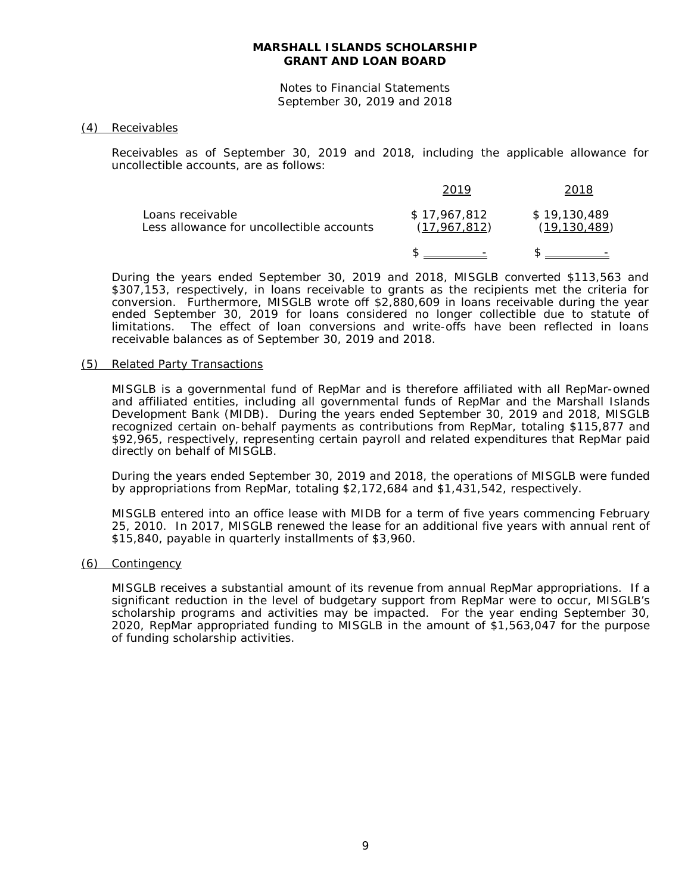**MARSHALL ISLANDS SCHOLARSHIP GRANT AND LOAN BOARD**

Notes to Financial Statements
September 30, 2019 and 2018

(4) Receivables

Receivables as of September 30, 2019 and 2018, including the applicable allowance for uncollectible accounts, are as follows:

| | 2019 | 2018 |
|---|---|---|
| Loans receivable | $ 17,967,812 | $ 19,130,489 |
| Less allowance for uncollectible accounts | (17,967,812) | (19,130,489) |
| | $ - | $ - |

During the years ended September 30, 2019 and 2018, MISGLB converted $113,563 and $307,153, respectively, in loans receivable to grants as the recipients met the criteria for conversion. Furthermore, MISGLB wrote off $2,880,609 in loans receivable during the year ended September 30, 2019 for loans considered no longer collectible due to statute of limitations. The effect of loan conversions and write-offs have been reflected in loans receivable balances as of September 30, 2019 and 2018.

(5) Related Party Transactions

MISGLB is a governmental fund of RepMar and is therefore affiliated with all RepMar-owned and affiliated entities, including all governmental funds of RepMar and the Marshall Islands Development Bank (MIDB). During the years ended September 30, 2019 and 2018, MISGLB recognized certain on-behalf payments as contributions from RepMar, totaling $115,877 and $92,965, respectively, representing certain payroll and related expenditures that RepMar paid directly on behalf of MISGLB.

During the years ended September 30, 2019 and 2018, the operations of MISGLB were funded by appropriations from RepMar, totaling $2,172,684 and $1,431,542, respectively.

MISGLB entered into an office lease with MIDB for a term of five years commencing February 25, 2010. In 2017, MISGLB renewed the lease for an additional five years with annual rent of $15,840, payable in quarterly installments of $3,960.

(6) Contingency

MISGLB receives a substantial amount of its revenue from annual RepMar appropriations. If a significant reduction in the level of budgetary support from RepMar were to occur, MISGLB's scholarship programs and activities may be impacted. For the year ending September 30, 2020, RepMar appropriated funding to MISGLB in the amount of $1,563,047 for the purpose of funding scholarship activities.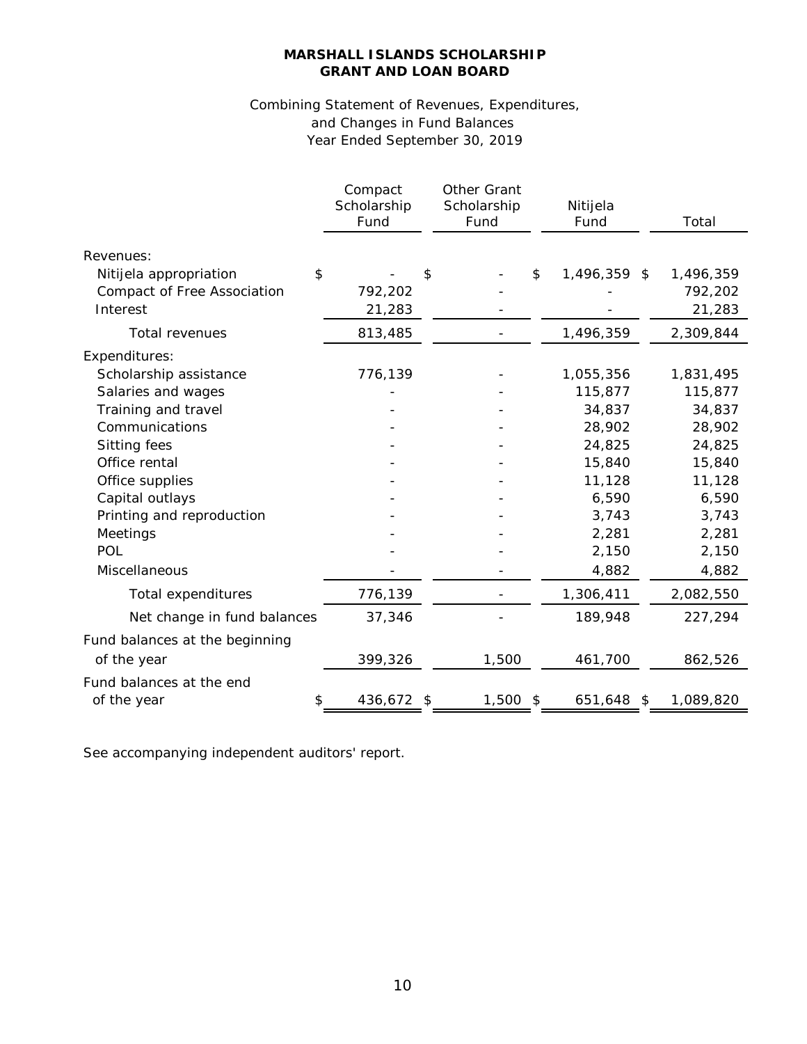**MARSHALL ISLANDS SCHOLARSHIP GRANT AND LOAN BOARD**

Combining Statement of Revenues, Expenditures, and Changes in Fund Balances
Year Ended September 30, 2019

| | Compact Scholarship Fund | Other Grant Scholarship Fund | Nitijela Fund | Total |
|---|---|---|---|---|
| Revenues: | | | | |
| Nitijela appropriation | $ - | $ - | $ 1,496,359 | $ 1,496,359 |
| Compact of Free Association | 792,202 | - | - | 792,202 |
| Interest | 21,283 | - | - | 21,283 |
| Total revenues | 813,485 | - | 1,496,359 | 2,309,844 |
| Expenditures: | | | | |
| Scholarship assistance | 776,139 | - | 1,055,356 | 1,831,495 |
| Salaries and wages | - | - | 115,877 | 115,877 |
| Training and travel | - | - | 34,837 | 34,837 |
| Communications | - | - | 28,902 | 28,902 |
| Sitting fees | - | - | 24,825 | 24,825 |
| Office rental | - | - | 15,840 | 15,840 |
| Office supplies | - | - | 11,128 | 11,128 |
| Capital outlays | - | - | 6,590 | 6,590 |
| Printing and reproduction | - | - | 3,743 | 3,743 |
| Meetings | - | - | 2,281 | 2,281 |
| POL | - | - | 2,150 | 2,150 |
| Miscellaneous | - | - | 4,882 | 4,882 |
| Total expenditures | 776,139 | - | 1,306,411 | 2,082,550 |
| Net change in fund balances | 37,346 | - | 189,948 | 227,294 |
| Fund balances at the beginning of the year | 399,326 | 1,500 | 461,700 | 862,526 |
| Fund balances at the end of the year | $ 436,672 | $ 1,500 | $ 651,648 | $ 1,089,820 |

See accompanying independent auditors' report.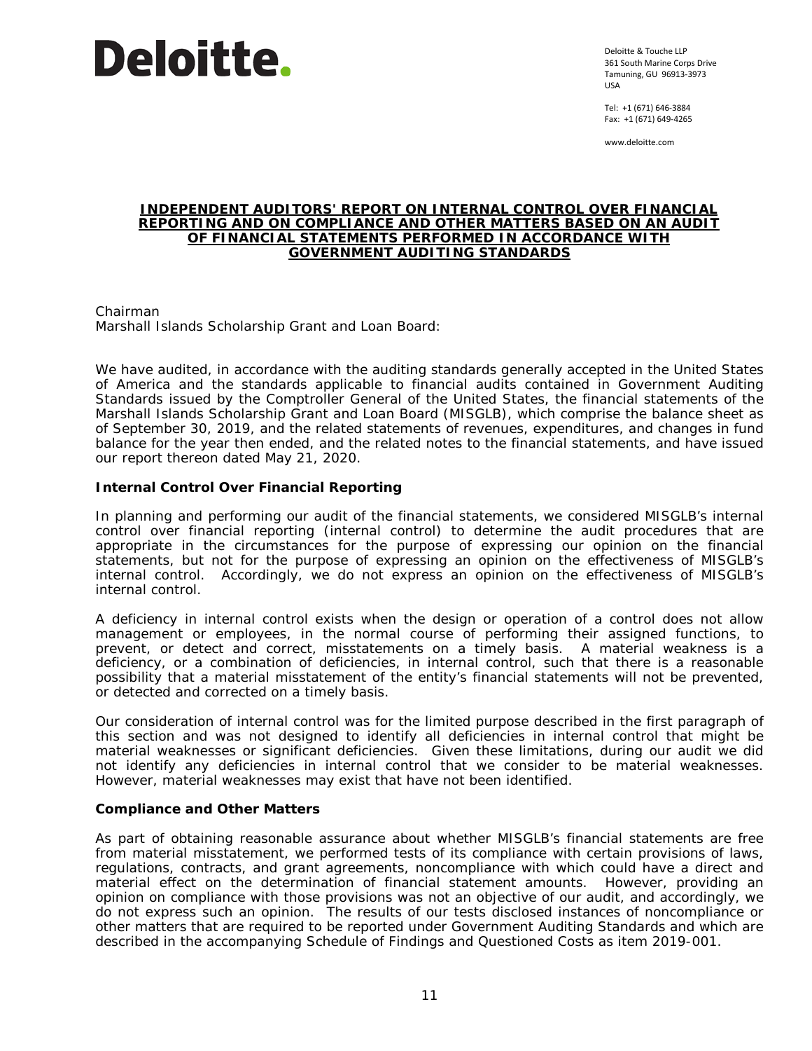Deloitte.

Deloitte & Touche LLP
361 South Marine Corps Drive
Tamuning, GU 96913-3973
USA

Tel: +1 (671) 646-3884
Fax: +1 (671) 649-4265

www.deloitte.com

## INDEPENDENT AUDITORS' REPORT ON INTERNAL CONTROL OVER FINANCIAL REPORTING AND ON COMPLIANCE AND OTHER MATTERS BASED ON AN AUDIT OF FINANCIAL STATEMENTS PERFORMED IN ACCORDANCE WITH *GOVERNMENT AUDITING STANDARDS*

Chairman
Marshall Islands Scholarship Grant and Loan Board:

We have audited, in accordance with the auditing standards generally accepted in the United States of America and the standards applicable to financial audits contained in *Government Auditing Standards* issued by the Comptroller General of the United States, the financial statements of the Marshall Islands Scholarship Grant and Loan Board (MISGLB), which comprise the balance sheet as of September 30, 2019, and the related statements of revenues, expenditures, and changes in fund balance for the year then ended, and the related notes to the financial statements, and have issued our report thereon dated May 21, 2020.

### Internal Control Over Financial Reporting

In planning and performing our audit of the financial statements, we considered MISGLB's internal control over financial reporting (internal control) to determine the audit procedures that are appropriate in the circumstances for the purpose of expressing our opinion on the financial statements, but not for the purpose of expressing an opinion on the effectiveness of MISGLB's internal control. Accordingly, we do not express an opinion on the effectiveness of MISGLB's internal control.

A *deficiency in internal control* exists when the design or operation of a control does not allow management or employees, in the normal course of performing their assigned functions, to prevent, or detect and correct, misstatements on a timely basis. A *material weakness* is a deficiency, or a combination of deficiencies, in internal control, such that there is a reasonable possibility that a material misstatement of the entity's financial statements will not be prevented, or detected and corrected on a timely basis.

Our consideration of internal control was for the limited purpose described in the first paragraph of this section and was not designed to identify all deficiencies in internal control that might be material weaknesses or significant deficiencies. Given these limitations, during our audit we did not identify any deficiencies in internal control that we consider to be material weaknesses. However, material weaknesses may exist that have not been identified.

### Compliance and Other Matters

As part of obtaining reasonable assurance about whether MISGLB's financial statements are free from material misstatement, we performed tests of its compliance with certain provisions of laws, regulations, contracts, and grant agreements, noncompliance with which could have a direct and material effect on the determination of financial statement amounts. However, providing an opinion on compliance with those provisions was not an objective of our audit, and accordingly, we do not express such an opinion. The results of our tests disclosed instances of noncompliance or other matters that are required to be reported under *Government Auditing Standards* and which are described in the accompanying Schedule of Findings and Questioned Costs as item 2019-001.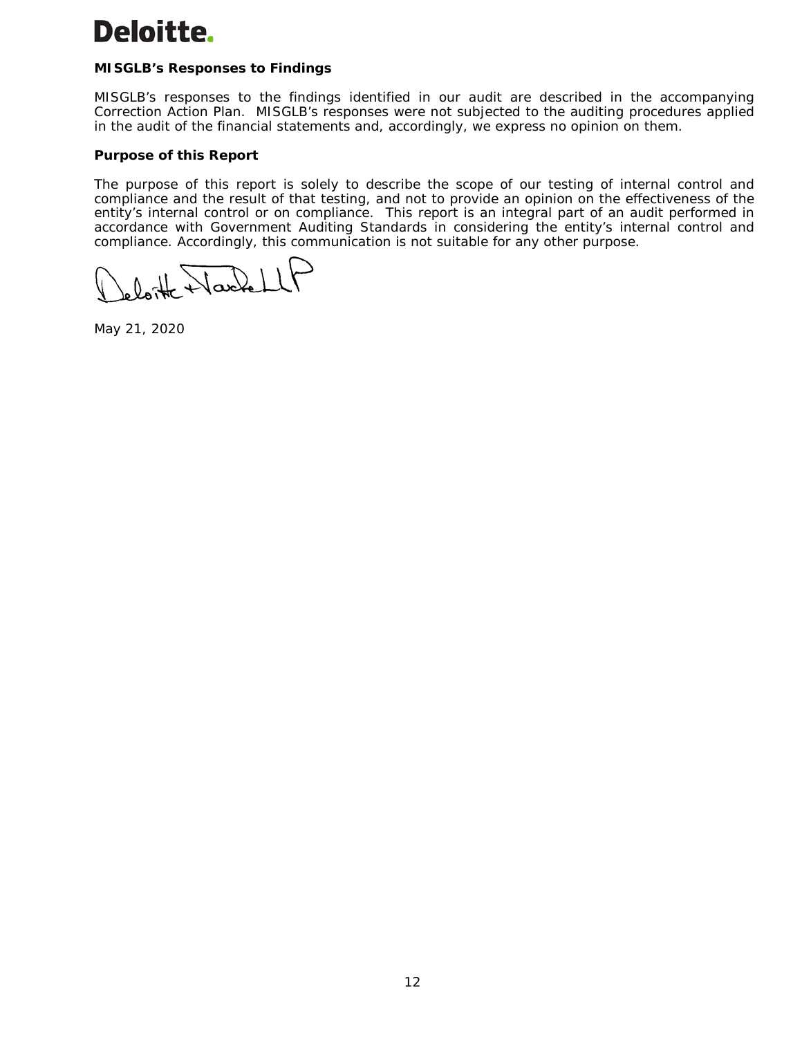**MISGLB's Responses to Findings**

MISGLB's responses to the findings identified in our audit are described in the accompanying Correction Action Plan. MISGLB's responses were not subjected to the auditing procedures applied in the audit of the financial statements and, accordingly, we express no opinion on them.

**Purpose of this Report**

The purpose of this report is solely to describe the scope of our testing of internal control and compliance and the result of that testing, and not to provide an opinion on the effectiveness of the entity's internal control or on compliance. This report is an integral part of an audit performed in accordance with Government Auditing Standards in considering the entity's internal control and compliance. Accordingly, this communication is not suitable for any other purpose.

Deloitte & Touche LLP

May 21, 2020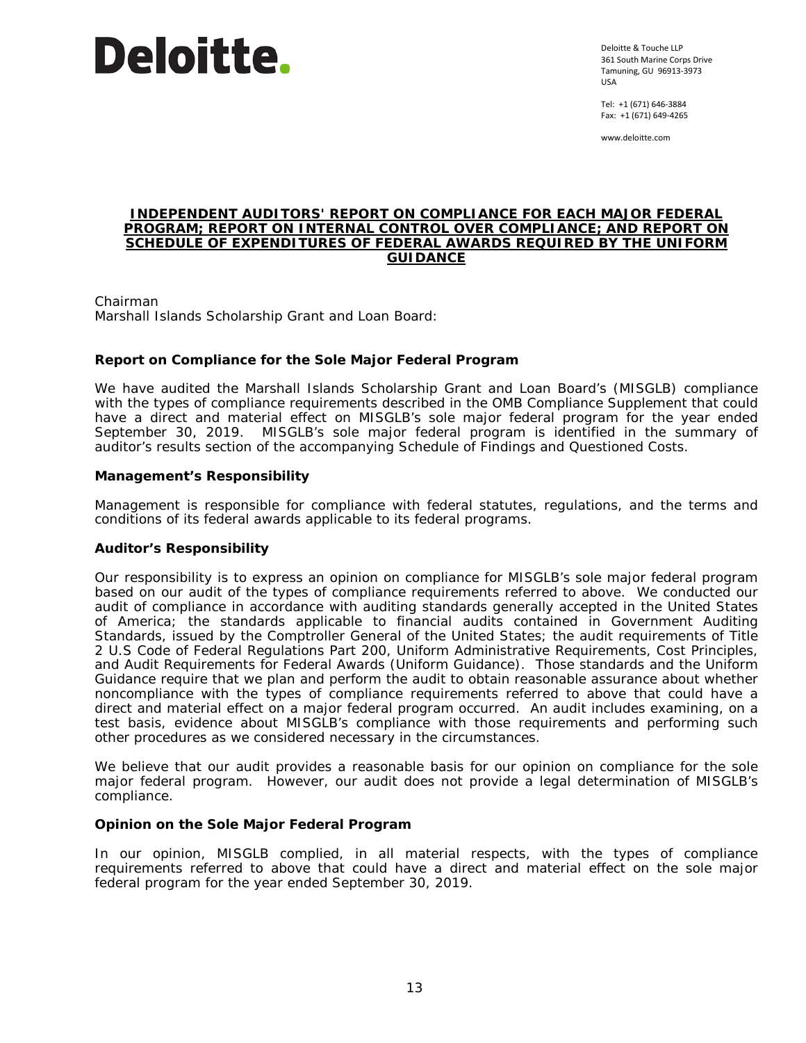Deloitte.

Deloitte & Touche LLP
361 South Marine Corps Drive
Tamuning, GU 96913-3973
USA

Tel: +1 (671) 646-3884
Fax: +1 (671) 649-4265

www.deloitte.com

## INDEPENDENT AUDITORS' REPORT ON COMPLIANCE FOR EACH MAJOR FEDERAL PROGRAM; REPORT ON INTERNAL CONTROL OVER COMPLIANCE; AND REPORT ON SCHEDULE OF EXPENDITURES OF FEDERAL AWARDS REQUIRED BY THE UNIFORM GUIDANCE

Chairman
Marshall Islands Scholarship Grant and Loan Board:

### Report on Compliance for the Sole Major Federal Program

We have audited the Marshall Islands Scholarship Grant and Loan Board's (MISGLB) compliance with the types of compliance requirements described in the OMB Compliance Supplement that could have a direct and material effect on MISGLB's sole major federal program for the year ended September 30, 2019. MISGLB's sole major federal program is identified in the summary of auditor's results section of the accompanying Schedule of Findings and Questioned Costs.

### Management's Responsibility

Management is responsible for compliance with federal statutes, regulations, and the terms and conditions of its federal awards applicable to its federal programs.

### Auditor's Responsibility

Our responsibility is to express an opinion on compliance for MISGLB's sole major federal program based on our audit of the types of compliance requirements referred to above. We conducted our audit of compliance in accordance with auditing standards generally accepted in the United States of America; the standards applicable to financial audits contained in Government Auditing Standards, issued by the Comptroller General of the United States; the audit requirements of Title 2 U.S Code of Federal Regulations Part 200, Uniform Administrative Requirements, Cost Principles, and Audit Requirements for Federal Awards (Uniform Guidance). Those standards and the Uniform Guidance require that we plan and perform the audit to obtain reasonable assurance about whether noncompliance with the types of compliance requirements referred to above that could have a direct and material effect on a major federal program occurred. An audit includes examining, on a test basis, evidence about MISGLB's compliance with those requirements and performing such other procedures as we considered necessary in the circumstances.

We believe that our audit provides a reasonable basis for our opinion on compliance for the sole major federal program. However, our audit does not provide a legal determination of MISGLB's compliance.

### Opinion on the Sole Major Federal Program

In our opinion, MISGLB complied, in all material respects, with the types of compliance requirements referred to above that could have a direct and material effect on the sole major federal program for the year ended September 30, 2019.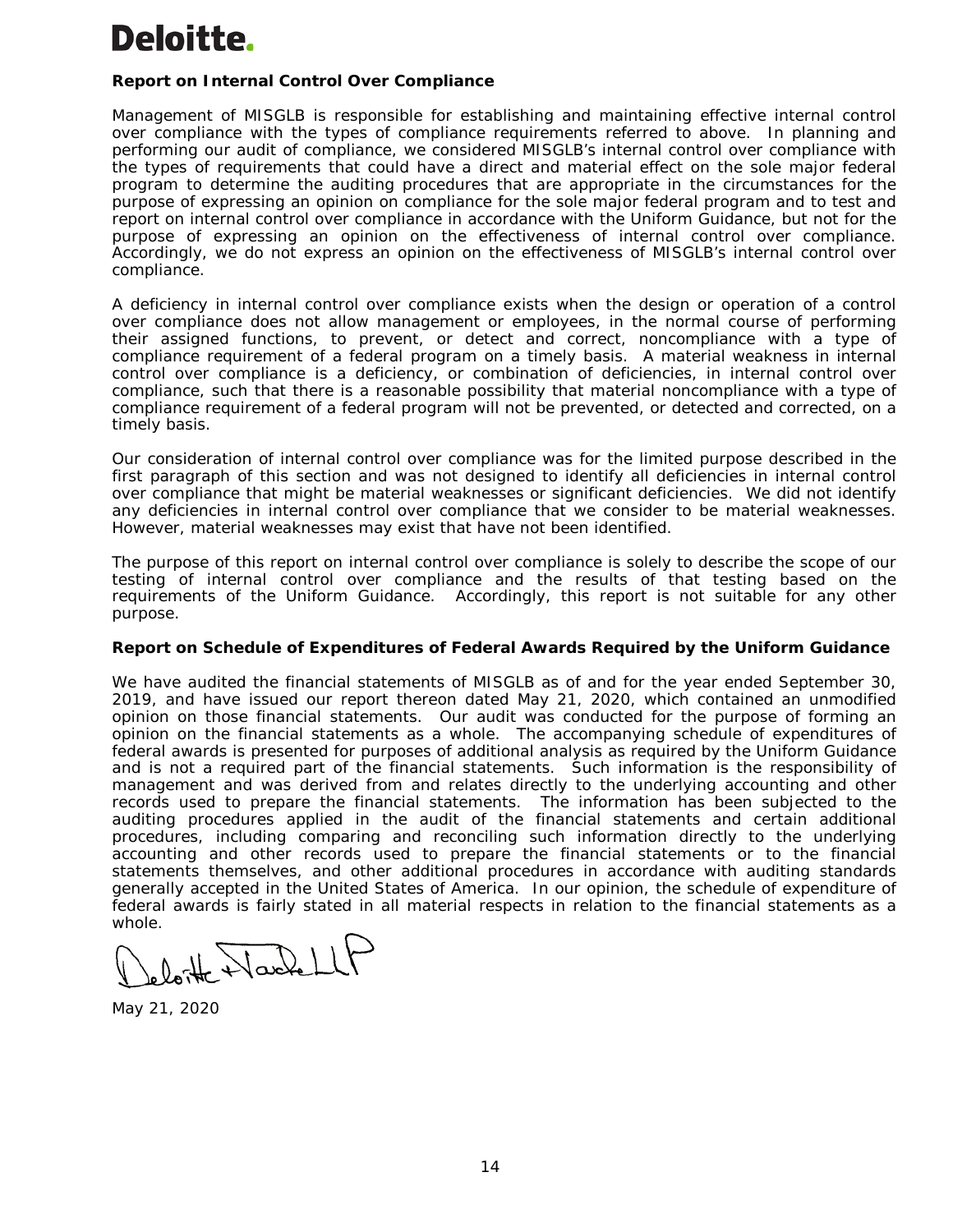Deloitte.

**Report on Internal Control Over Compliance**

Management of MISGLB is responsible for establishing and maintaining effective internal control over compliance with the types of compliance requirements referred to above. In planning and performing our audit of compliance, we considered MISGLB's internal control over compliance with the types of requirements that could have a direct and material effect on the sole major federal program to determine the auditing procedures that are appropriate in the circumstances for the purpose of expressing an opinion on compliance for the sole major federal program and to test and report on internal control over compliance in accordance with the Uniform Guidance, but not for the purpose of expressing an opinion on the effectiveness of internal control over compliance. Accordingly, we do not express an opinion on the effectiveness of MISGLB's internal control over compliance.

A deficiency in internal control over compliance exists when the design or operation of a control over compliance does not allow management or employees, in the normal course of performing their assigned functions, to prevent, or detect and correct, noncompliance with a type of compliance requirement of a federal program on a timely basis. A material weakness in internal control over compliance is a deficiency, or combination of deficiencies, in internal control over compliance, such that there is a reasonable possibility that material noncompliance with a type of compliance requirement of a federal program will not be prevented, or detected and corrected, on a timely basis.

Our consideration of internal control over compliance was for the limited purpose described in the first paragraph of this section and was not designed to identify all deficiencies in internal control over compliance that might be material weaknesses or significant deficiencies. We did not identify any deficiencies in internal control over compliance that we consider to be material weaknesses. However, material weaknesses may exist that have not been identified.

The purpose of this report on internal control over compliance is solely to describe the scope of our testing of internal control over compliance and the results of that testing based on the requirements of the Uniform Guidance. Accordingly, this report is not suitable for any other purpose.

**Report on Schedule of Expenditures of Federal Awards Required by the Uniform Guidance**

We have audited the financial statements of MISGLB as of and for the year ended September 30, 2019, and have issued our report thereon dated May 21, 2020, which contained an unmodified opinion on those financial statements. Our audit was conducted for the purpose of forming an opinion on the financial statements as a whole. The accompanying schedule of expenditures of federal awards is presented for purposes of additional analysis as required by the Uniform Guidance and is not a required part of the financial statements. Such information is the responsibility of management and was derived from and relates directly to the underlying accounting and other records used to prepare the financial statements. The information has been subjected to the auditing procedures applied in the audit of the financial statements and certain additional procedures, including comparing and reconciling such information directly to the underlying accounting and other records used to prepare the financial statements or to the financial statements themselves, and other additional procedures in accordance with auditing standards generally accepted in the United States of America. In our opinion, the schedule of expenditure of federal awards is fairly stated in all material respects in relation to the financial statements as a whole.

Deloitte & Touche LLP

May 21, 2020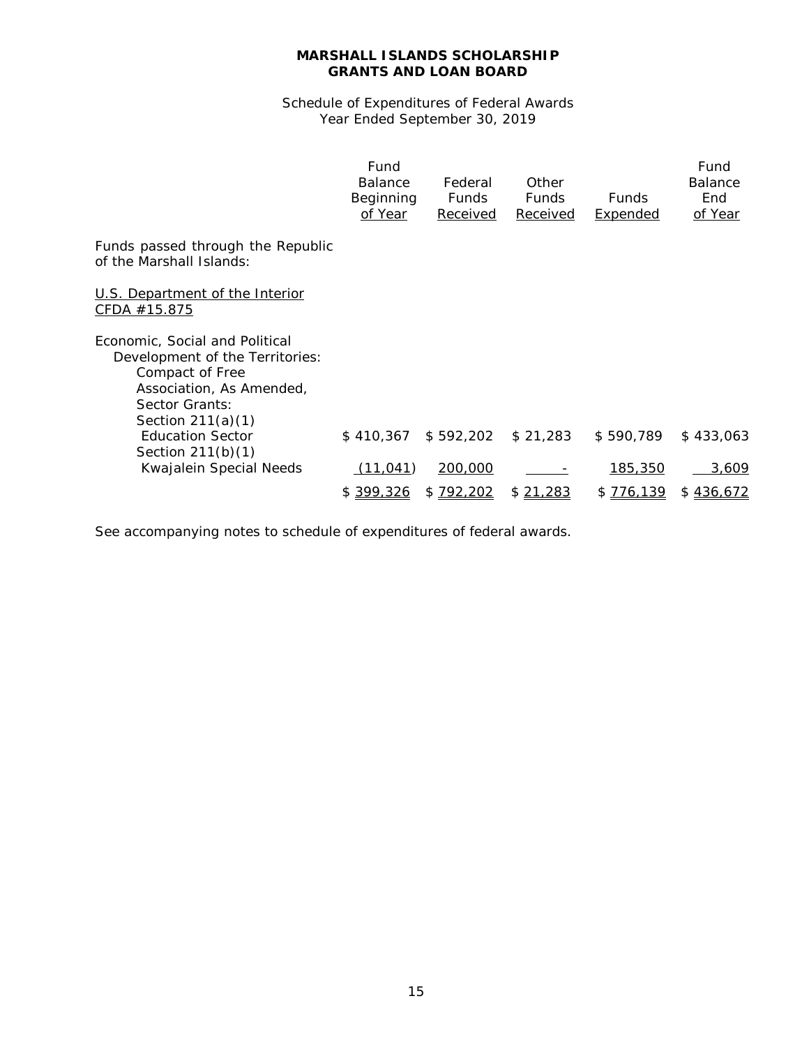**MARSHALL ISLANDS SCHOLARSHIP GRANTS AND LOAN BOARD**

Schedule of Expenditures of Federal Awards
Year Ended September 30, 2019

| | Fund Balance Beginning of Year | Federal Funds Received | Other Funds Received | Funds Expended | Fund Balance End of Year |
|---|---|---|---|---|---|
| Funds passed through the Republic of the Marshall Islands: | | | | | |
| U.S. Department of the Interior CFDA #15.875 | | | | | |
| Economic, Social and Political Development of the Territories: Compact of Free Association, As Amended, Sector Grants: | | | | | |
| Section 211(a)(1) Education Sector | $ 410,367 | $ 592,202 | $ 21,283 | $ 590,789 | $ 433,063 |
| Section 211(b)(1) Kwajalein Special Needs | (11,041) | 200,000 | - | 185,350 | 3,609 |
| | $ 399,326 | $ 792,202 | $ 21,283 | $ 776,139 | $ 436,672 |

See accompanying notes to schedule of expenditures of federal awards.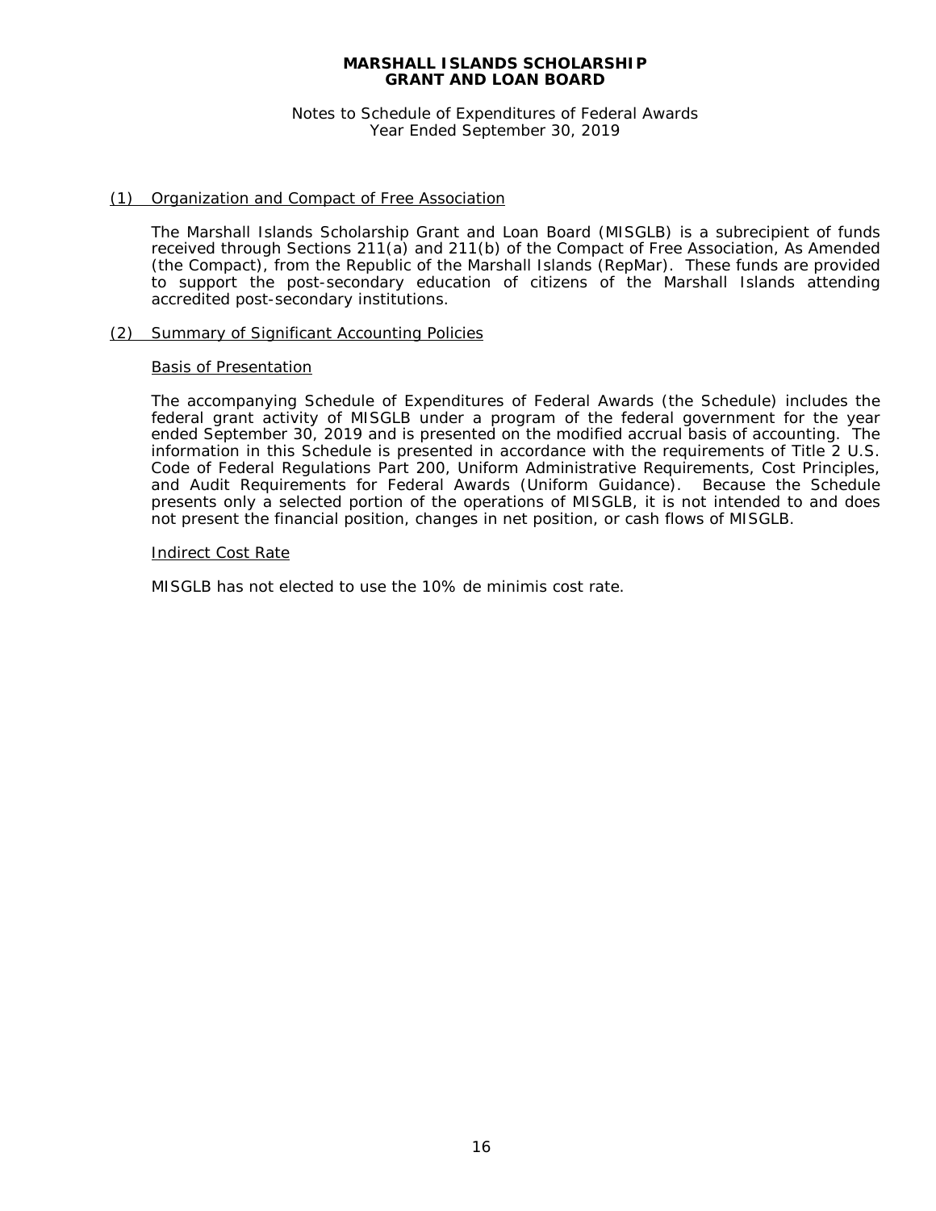# MARSHALL ISLANDS SCHOLARSHIP GRANT AND LOAN BOARD

Notes to Schedule of Expenditures of Federal Awards
Year Ended September 30, 2019

## (1) Organization and Compact of Free Association

The Marshall Islands Scholarship Grant and Loan Board (MISGLB) is a subrecipient of funds received through Sections 211(a) and 211(b) of the Compact of Free Association, As Amended (the Compact), from the Republic of the Marshall Islands (RepMar). These funds are provided to support the post-secondary education of citizens of the Marshall Islands attending accredited post-secondary institutions.

## (2) Summary of Significant Accounting Policies

### Basis of Presentation

The accompanying Schedule of Expenditures of Federal Awards (the Schedule) includes the federal grant activity of MISGLB under a program of the federal government for the year ended September 30, 2019 and is presented on the modified accrual basis of accounting. The information in this Schedule is presented in accordance with the requirements of Title 2 U.S. Code of Federal Regulations Part 200, Uniform Administrative Requirements, Cost Principles, and Audit Requirements for Federal Awards (Uniform Guidance). Because the Schedule presents only a selected portion of the operations of MISGLB, it is not intended to and does not present the financial position, changes in net position, or cash flows of MISGLB.

### Indirect Cost Rate

MISGLB has not elected to use the 10% de minimis cost rate.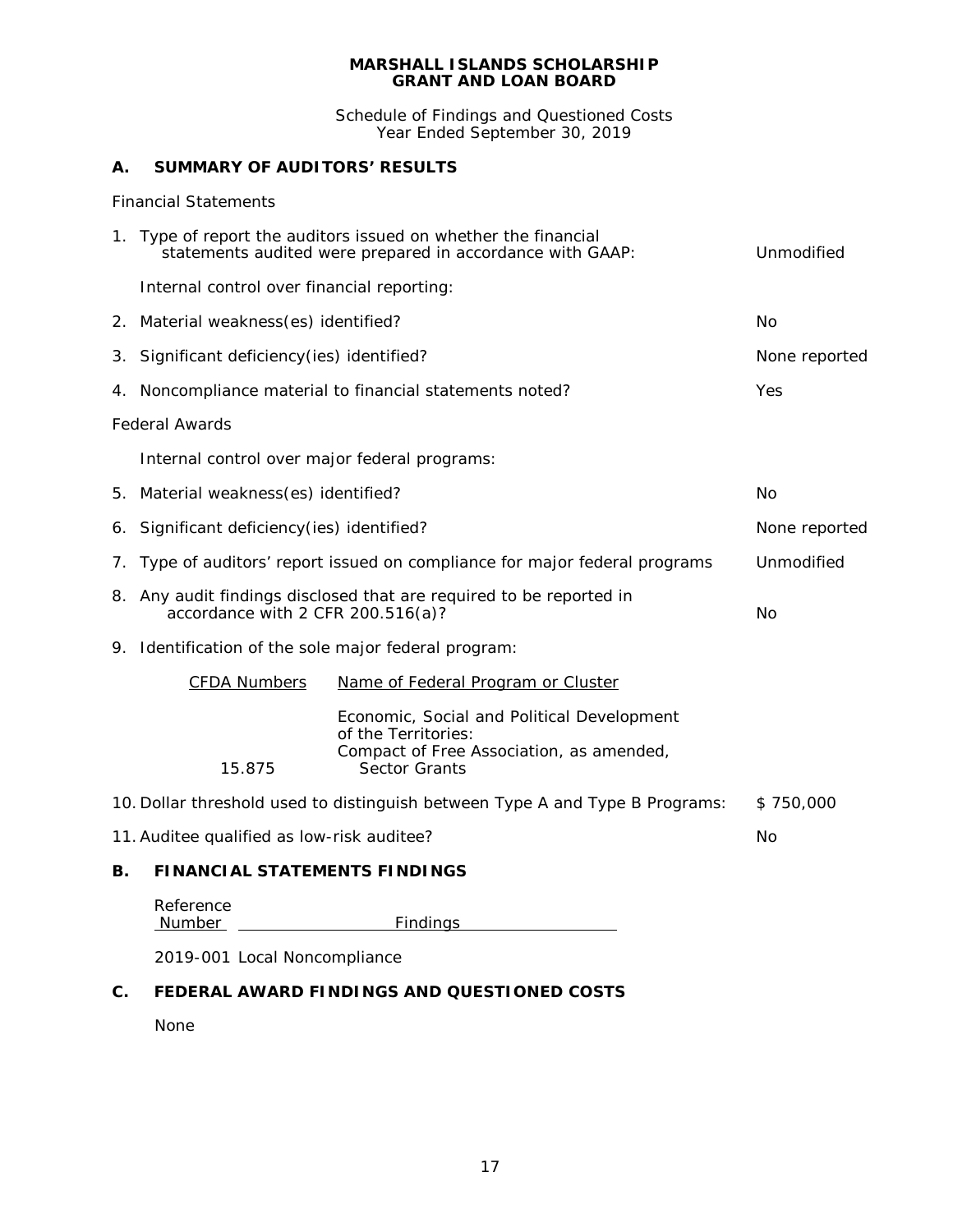**MARSHALL ISLANDS SCHOLARSHIP GRANT AND LOAN BOARD**

Schedule of Findings and Questioned Costs
Year Ended September 30, 2019

## A. SUMMARY OF AUDITORS' RESULTS

Financial Statements

| | |
|---|---|
| 1. Type of report the auditors issued on whether the financial statements audited were prepared in accordance with GAAP: | Unmodified |
| Internal control over financial reporting: | |
| 2. Material weakness(es) identified? | No |
| 3. Significant deficiency(ies) identified? | None reported |
| 4. Noncompliance material to financial statements noted? | Yes |

Federal Awards

| | |
|---|---|
| Internal control over major federal programs: | |
| 5. Material weakness(es) identified? | No |
| 6. Significant deficiency(ies) identified? | None reported |
| 7. Type of auditors' report issued on compliance for major federal programs | Unmodified |
| 8. Any audit findings disclosed that are required to be reported in accordance with 2 CFR 200.516(a)? | No |

9. Identification of the sole major federal program:

| CFDA Numbers | Name of Federal Program or Cluster |
|---|---|
| 15.875 | Economic, Social and Political Development of the Territories: Compact of Free Association, as amended, Sector Grants |

| | |
|---|---|
| 10. Dollar threshold used to distinguish between Type A and Type B Programs: | $ 750,000 |
| 11. Auditee qualified as low-risk auditee? | No |

## B. FINANCIAL STATEMENTS FINDINGS

| Reference Number | Findings |
|---|---|
| 2019-001 | Local Noncompliance |

## C. FEDERAL AWARD FINDINGS AND QUESTIONED COSTS

None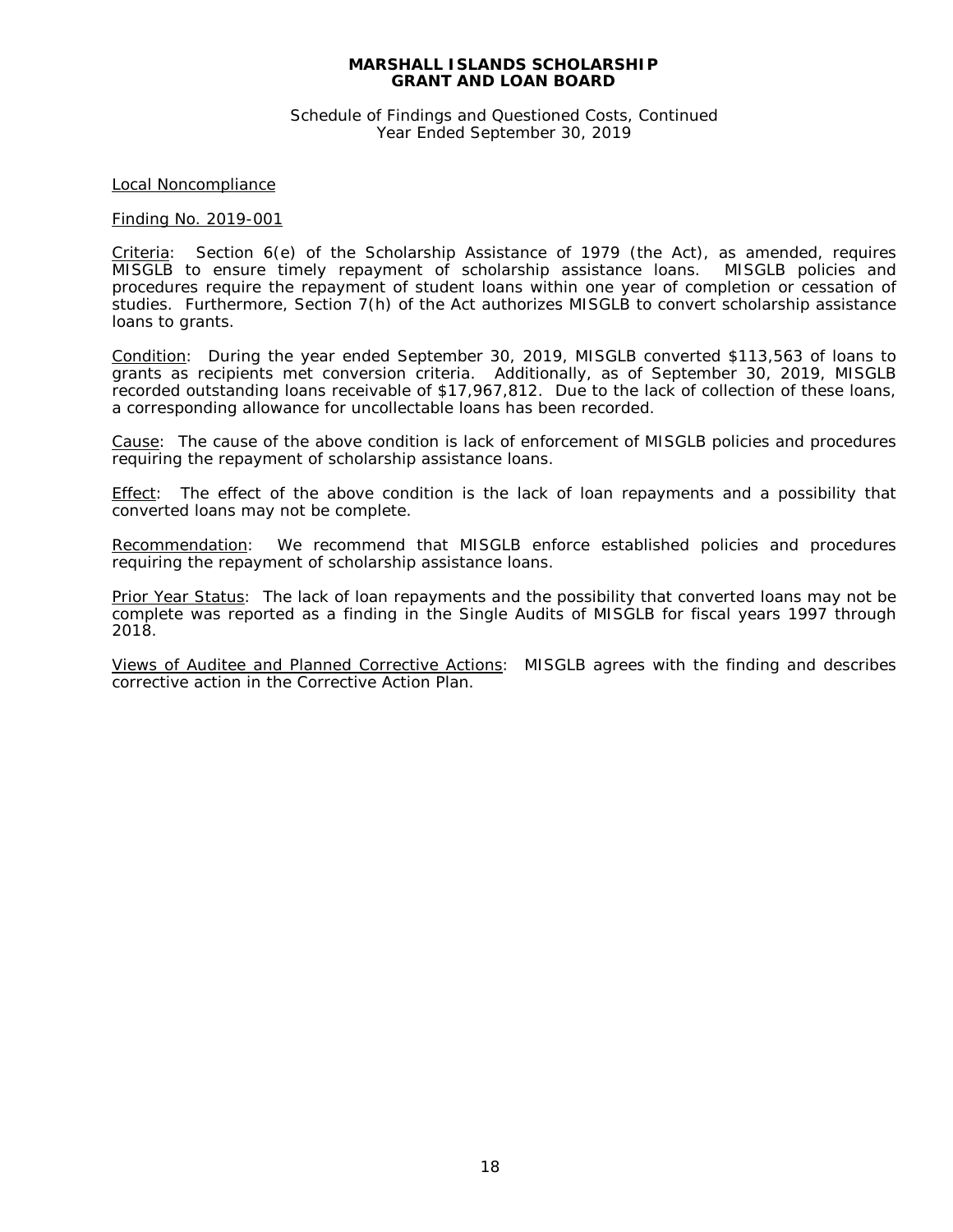**MARSHALL ISLANDS SCHOLARSHIP GRANT AND LOAN BOARD**

Schedule of Findings and Questioned Costs, Continued
Year Ended September 30, 2019

Local Noncompliance

Finding No. 2019-001

Criteria: Section 6(e) of the Scholarship Assistance of 1979 (the Act), as amended, requires MISGLB to ensure timely repayment of scholarship assistance loans. MISGLB policies and procedures require the repayment of student loans within one year of completion or cessation of studies. Furthermore, Section 7(h) of the Act authorizes MISGLB to convert scholarship assistance loans to grants.

Condition: During the year ended September 30, 2019, MISGLB converted $113,563 of loans to grants as recipients met conversion criteria. Additionally, as of September 30, 2019, MISGLB recorded outstanding loans receivable of $17,967,812. Due to the lack of collection of these loans, a corresponding allowance for uncollectable loans has been recorded.

Cause: The cause of the above condition is lack of enforcement of MISGLB policies and procedures requiring the repayment of scholarship assistance loans.

Effect: The effect of the above condition is the lack of loan repayments and a possibility that converted loans may not be complete.

Recommendation: We recommend that MISGLB enforce established policies and procedures requiring the repayment of scholarship assistance loans.

Prior Year Status: The lack of loan repayments and the possibility that converted loans may not be complete was reported as a finding in the Single Audits of MISGLB for fiscal years 1997 through 2018.

Views of Auditee and Planned Corrective Actions: MISGLB agrees with the finding and describes corrective action in the Corrective Action Plan.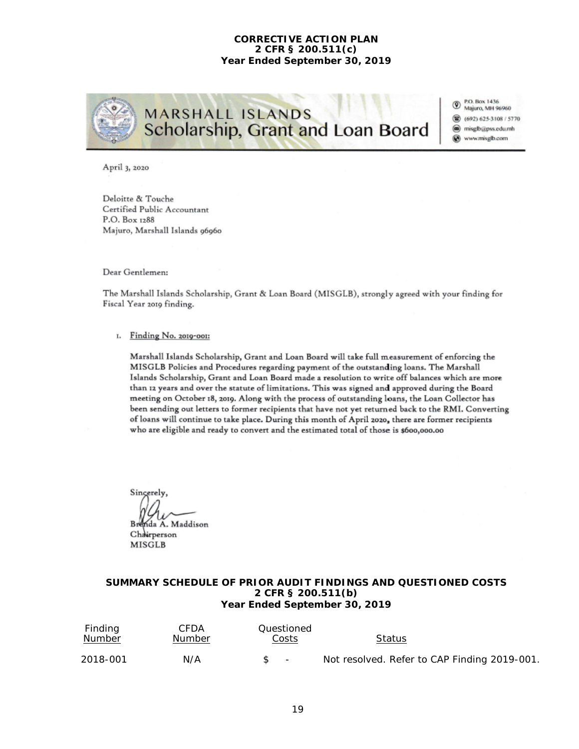**CORRECTIVE ACTION PLAN**
**2 CFR § 200.511(c)**
**Year Ended September 30, 2019**

MARSHALL ISLANDS
Scholarship, Grant and Loan Board

P.O. Box 1436
Majuro, MH 96960
(692) 625-3108 / 5770
misglb@pss.edu.mh
www.misglb.com

April 3, 2020

Deloitte & Touche
Certified Public Accountant
P.O. Box 1288
Majuro, Marshall Islands 96960

Dear Gentlemen:

The Marshall Islands Scholarship, Grant & Loan Board (MISGLB), strongly agreed with your finding for Fiscal Year 2019 finding.

1. Finding No. 2019-001:

   Marshall Islands Scholarship, Grant and Loan Board will take full measurement of enforcing the MISGLB Policies and Procedures regarding payment of the outstanding loans. The Marshall Islands Scholarship, Grant and Loan Board made a resolution to write off balances which are more than 12 years and over the statute of limitations. This was signed and approved during the Board meeting on October 18, 2019. Along with the process of outstanding loans, the Loan Collector has been sending out letters to former recipients that have not yet returned back to the RMI. Converting of loans will continue to take place. During this month of April 2020, there are former recipients who are eligible and ready to convert and the estimated total of those is $600,000.00

Sincerely,

Brenda A. Maddison
Chairperson
MISGLB

**SUMMARY SCHEDULE OF PRIOR AUDIT FINDINGS AND QUESTIONED COSTS**
**2 CFR § 200.511(b)**
**Year Ended September 30, 2019**

| Finding Number | CFDA Number | Questioned Costs | Status |
|---|---|---|---|
| 2018-001 | N/A | $ - | Not resolved. Refer to CAP Finding 2019-001. |